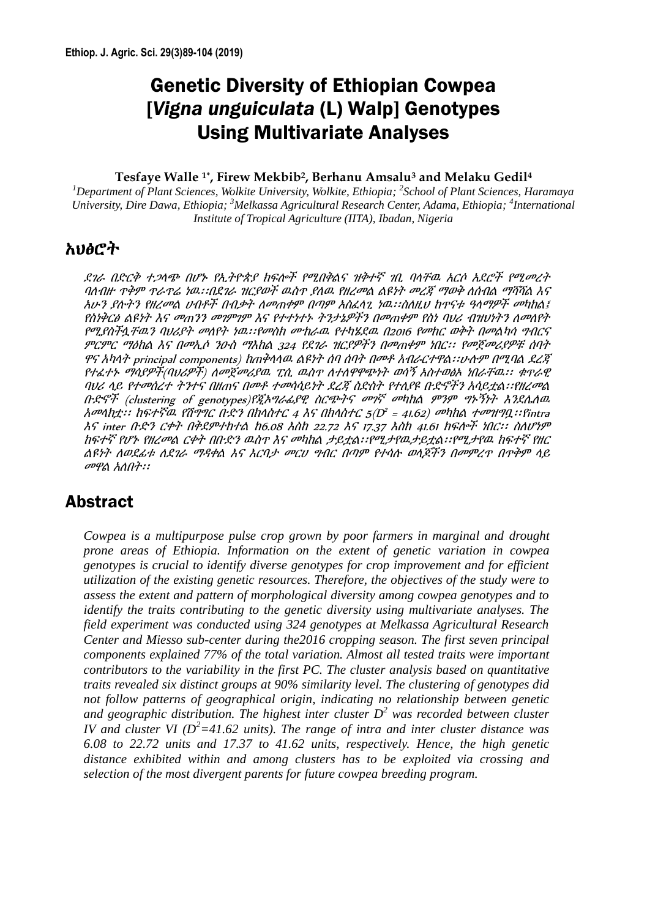# Genetic Diversity of Ethiopian Cowpea [*Vigna unguiculata* (L) Walp] Genotypes Using Multivariate Analyses

**Tesfaye Walle [1*], Firew Mekbib[2], Berhanu Amsalu[3] and Melaku Gedil[4]**

*[1]Department of Plant Sciences, Wolkite University, Wolkite, Ethiopia; [2]School of Plant Sciences, Haramaya University, Dire Dawa, Ethiopia; [3]Melkassa Agricultural Research Center, Adama, Ethiopia; [4]International Institute of Tropical Agriculture (IITA), Ibadan, Nigeria*

## አህፅሮት

*ደገራ በድርቅ ተጋላጭ በሆኑ የኢትዮጵያ ክፍሎች የሚበቅልና ዝቅተኛ ገቢ ባላቸው አርሶ አደሮች የሚመረት ባለብዙ ጥቅም ጥራጥሬ ነው፡፡በደገራ ዝርያወች ዉስጥ ያለዉ የዘረመል ልዩነት መረጃ ማወቅ ለሰብል ማሻሻል እና አሁን ያሉትን የዘረመል ሀብቶች በብቃት ለመጠቀም በጣም አስፈላጊ ነዉ፡፡ስለዚህ ከጥናቱ ዓላማዎች መካከል፤ የስነቅርፅ ልዩነት እና መጠንን መገምገም እና የተተነተኑ ትንታኔዎችን በመጠቀም የስነ ባህሪ ብዝሀነትን ለመለየት የሚያስችሏቸዉን ባህሪያት መለየት ነዉ፡፡የመስክ ሙከራዉ የተካሄደዉ በ2016 የመኸር ወቅት በመልካሳ ግብርና ምርምር ማዕከል እና በሚኤሶ ንዑስ ማእከል 324 የደገራ ዝርያዎችን በመጠቀም ነበር፡፡ የመጀመሪያዎቹ ሰባት ዋና አካላት principal components) ከጠቅላላዉ ልዩነት ሰባ ሰባት በመቶ አብራርተዋል፡፡ሁሉም በሚባል ደረጃ የተፈተኑ ማሳያዎች(ባህሪዎች) ለመጀመሪያዉ ፒሲ ዉስጥ ለተለዋዋጭነት ወሳኝ አስተዋፅኦ ነበራቸዉ፡፡ ቁጥራዊ ባህሪ ላይ የተመሰረተ ትንተና በዘጠና በመቶ ተመሳሳይነት ደረጃ ስድስት የተለያዩ ቡድኖችን አሳይቷል፡፡የዘረመል ቡድኖች (clustering of genotypes)የጂኦግራፊያዊ ስርጭትና መገኛ መካከል ምንም ግኑኝነት እንደሌለዉ አመላክቷ፡፡ ከፍተኛዉ የሸግግር ቡድን በክላስተር 4 እና በክላስተር 5($D^2$ = 41.62) መካከል ተመዝግቧ፡፡የintra እና inter ቡድን ርቀት በቅደምተከተል ከ6.08 እስከ 22.72 እና 17.37 እስከ 41.61 ክፍሎች ነበር፡፡ ስለሆነም ከፍተኛ የሆኑ የዘረመል ርቀት በቡድን ዉስጥ እና መካከል ታይቷል፡፡የሚታየዉ,ታይቷል፡፡የሚታየዉ ከፍተኛ የዘር ልዩነት ለወደፊቱ ለደገራ ማዳቀል እና እርባታ መርሀ ግብር በጣም የተሳሉ ወላጆችን በመምረጥ በጥቅም ላይ መዋል አለበት፡፡*

## Abstract

*Cowpea is a multipurpose pulse crop grown by poor farmers in marginal and drought prone areas of Ethiopia. Information on the extent of genetic variation in cowpea genotypes is crucial to identify diverse genotypes for crop improvement and for efficient utilization of the existing genetic resources. Therefore, the objectives of the study were to assess the extent and pattern of morphological diversity among cowpea genotypes and to identify the traits contributing to the genetic diversity using multivariate analyses. The field experiment was conducted using 324 genotypes at Melkassa Agricultural Research Center and Miesso sub-center during the2016 cropping season. The first seven principal components explained 77% of the total variation. Almost all tested traits were important contributors to the variability in the first PC. The cluster analysis based on quantitative traits revealed six distinct groups at 90% similarity level. The clustering of genotypes did not follow patterns of geographical origin, indicating no relationship between genetic and geographic distribution. The highest inter cluster $D^2$ was recorded between cluster IV and cluster VI ($D^2$=41.62 units). The range of intra and inter cluster distance was 6.08 to 22.72 units and 17.37 to 41.62 units, respectively. Hence, the high genetic distance exhibited within and among clusters has to be exploited via crossing and selection of the most divergent parents for future cowpea breeding program.*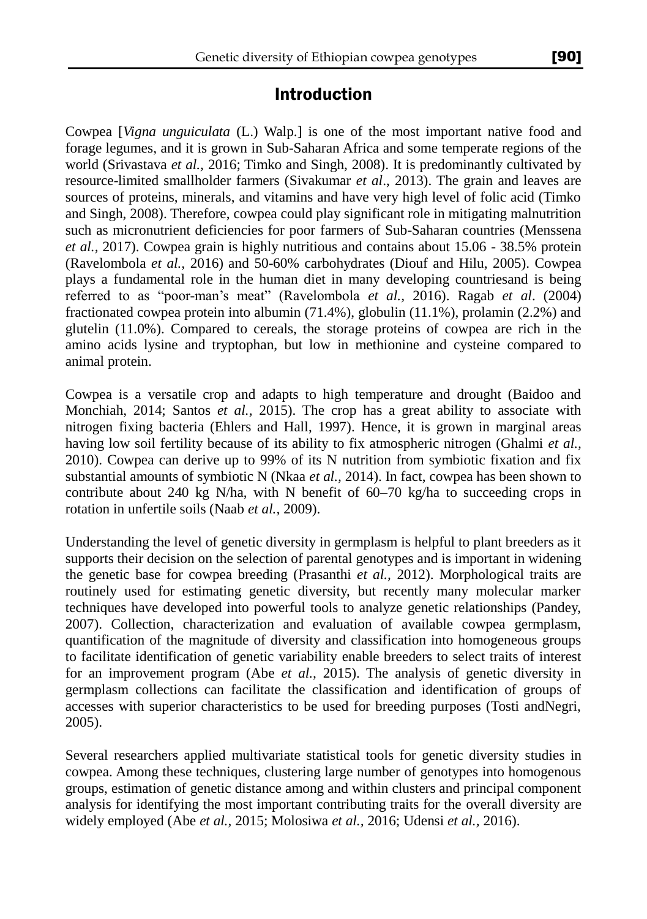## Introduction

Cowpea [*Vigna unguiculata* (L.) Walp.] is one of the most important native food and forage legumes, and it is grown in Sub-Saharan Africa and some temperate regions of the world (Srivastava *et al.,* 2016; Timko and Singh, 2008). It is predominantly cultivated by resource-limited smallholder farmers (Sivakumar *et al*., 2013). The grain and leaves are sources of proteins, minerals, and vitamins and have very high level of folic acid (Timko and Singh, 2008). Therefore, cowpea could play significant role in mitigating malnutrition such as micronutrient deficiencies for poor farmers of Sub-Saharan countries (Menssena *et al.,* 2017). Cowpea grain is highly nutritious and contains about 15.06 - 38.5% protein (Ravelombola *et al.,* 2016) and 50-60% carbohydrates (Diouf and Hilu, 2005). Cowpea plays a fundamental role in the human diet in many developing countriesand is being referred to as "poor-man's meat" (Ravelombola *et al.,* 2016). Ragab *et al*. (2004) fractionated cowpea protein into albumin (71.4%), globulin (11.1%), prolamin (2.2%) and glutelin (11.0%). Compared to cereals, the storage proteins of cowpea are rich in the amino acids lysine and tryptophan, but low in methionine and cysteine compared to animal protein.

Cowpea is a versatile crop and adapts to high temperature and drought (Baidoo and Monchiah, 2014; Santos *et al.,* 2015). The crop has a great ability to associate with nitrogen fixing bacteria (Ehlers and Hall, 1997). Hence, it is grown in marginal areas having low soil fertility because of its ability to fix atmospheric nitrogen (Ghalmi *et al.,* 2010). Cowpea can derive up to 99% of its N nutrition from symbiotic fixation and fix substantial amounts of symbiotic N (Nkaa *et al.,* 2014). In fact, cowpea has been shown to contribute about 240 kg N/ha, with N benefit of 60–70 kg/ha to succeeding crops in rotation in unfertile soils (Naab *et al.,* 2009).

Understanding the level of genetic diversity in germplasm is helpful to plant breeders as it supports their decision on the selection of parental genotypes and is important in widening the genetic base for cowpea breeding (Prasanthi *et al.,* 2012). Morphological traits are routinely used for estimating genetic diversity, but recently many molecular marker techniques have developed into powerful tools to analyze genetic relationships (Pandey, 2007). Collection, characterization and evaluation of available cowpea germplasm, quantification of the magnitude of diversity and classification into homogeneous groups to facilitate identification of genetic variability enable breeders to select traits of interest for an improvement program (Abe *et al.,* 2015). The analysis of genetic diversity in germplasm collections can facilitate the classification and identification of groups of accesses with superior characteristics to be used for breeding purposes (Tosti andNegri, 2005).

Several researchers applied multivariate statistical tools for genetic diversity studies in cowpea. Among these techniques, clustering large number of genotypes into homogenous groups, estimation of genetic distance among and within clusters and principal component analysis for identifying the most important contributing traits for the overall diversity are widely employed (Abe *et al.,* 2015; Molosiwa *et al.,* 2016; Udensi *et al.,* 2016).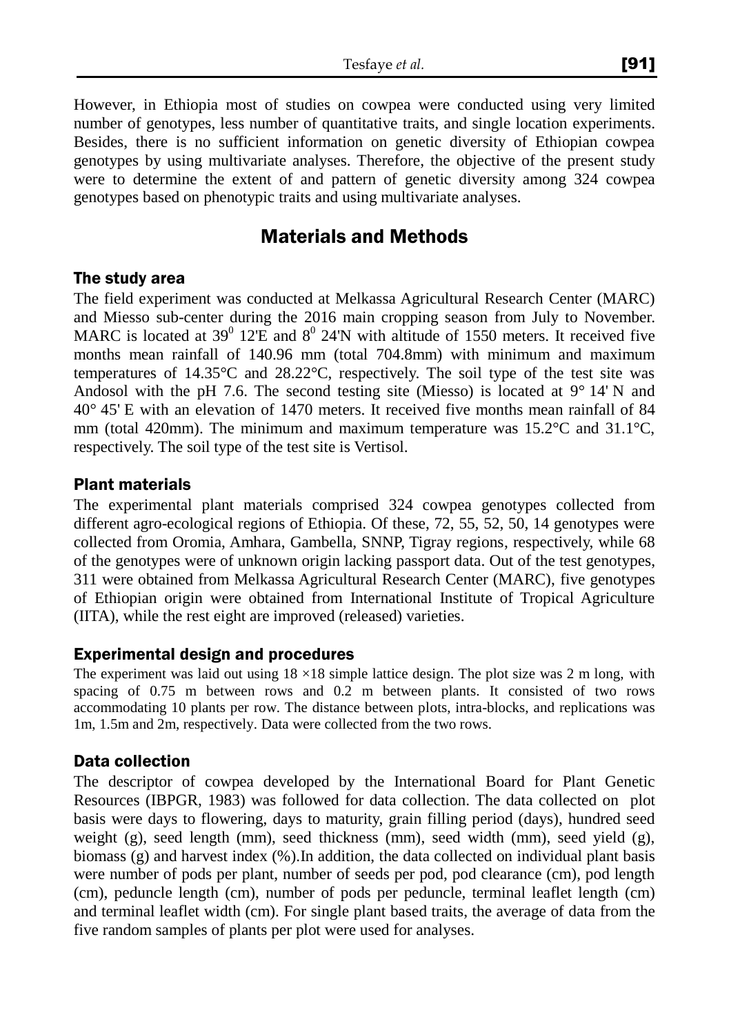However, in Ethiopia most of studies on cowpea were conducted using very limited number of genotypes, less number of quantitative traits, and single location experiments. Besides, there is no sufficient information on genetic diversity of Ethiopian cowpea genotypes by using multivariate analyses. Therefore, the objective of the present study were to determine the extent of and pattern of genetic diversity among 324 cowpea genotypes based on phenotypic traits and using multivariate analyses.

## Materials and Methods

### The study area

The field experiment was conducted at Melkassa Agricultural Research Center (MARC) and Miesso sub-center during the 2016 main cropping season from July to November. MARC is located at $39^0$ 12'E and $8^0$ 24'N with altitude of 1550 meters. It received five months mean rainfall of 140.96 mm (total 704.8mm) with minimum and maximum temperatures of 14.35°C and 28.22°C, respectively. The soil type of the test site was Andosol with the pH 7.6. The second testing site (Miesso) is located at 9° 14' N and 40° 45' E with an elevation of 1470 meters. It received five months mean rainfall of 84 mm (total 420mm). The minimum and maximum temperature was 15.2°C and 31.1°C, respectively. The soil type of the test site is Vertisol.

### Plant materials

The experimental plant materials comprised 324 cowpea genotypes collected from different agro-ecological regions of Ethiopia. Of these, 72, 55, 52, 50, 14 genotypes were collected from Oromia, Amhara, Gambella, SNNP, Tigray regions, respectively, while 68 of the genotypes were of unknown origin lacking passport data. Out of the test genotypes, 311 were obtained from Melkassa Agricultural Research Center (MARC), five genotypes of Ethiopian origin were obtained from International Institute of Tropical Agriculture (IITA), while the rest eight are improved (released) varieties.

### Experimental design and procedures

The experiment was laid out using 18 ×18 simple lattice design. The plot size was 2 m long, with spacing of 0.75 m between rows and 0.2 m between plants. It consisted of two rows accommodating 10 plants per row. The distance between plots, intra-blocks, and replications was 1m, 1.5m and 2m, respectively. Data were collected from the two rows.

### Data collection

The descriptor of cowpea developed by the International Board for Plant Genetic Resources (IBPGR, 1983) was followed for data collection. The data collected on plot basis were days to flowering, days to maturity, grain filling period (days), hundred seed weight (g), seed length (mm), seed thickness (mm), seed width (mm), seed yield (g), biomass (g) and harvest index (%).In addition, the data collected on individual plant basis were number of pods per plant, number of seeds per pod, pod clearance (cm), pod length (cm), peduncle length (cm), number of pods per peduncle, terminal leaflet length (cm) and terminal leaflet width (cm). For single plant based traits, the average of data from the five random samples of plants per plot were used for analyses.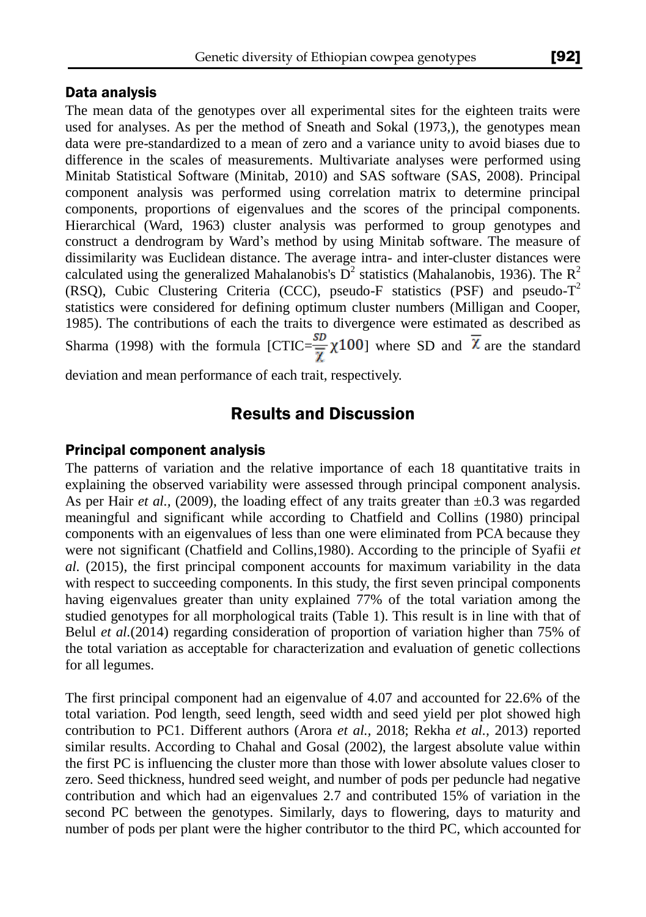## Data analysis

The mean data of the genotypes over all experimental sites for the eighteen traits were used for analyses. As per the method of Sneath and Sokal (1973,), the genotypes mean data were pre-standardized to a mean of zero and a variance unity to avoid biases due to difference in the scales of measurements. Multivariate analyses were performed using Minitab Statistical Software (Minitab, 2010) and SAS software (SAS, 2008). Principal component analysis was performed using correlation matrix to determine principal components, proportions of eigenvalues and the scores of the principal components. Hierarchical (Ward, 1963) cluster analysis was performed to group genotypes and construct a dendrogram by Ward's method by using Minitab software. The measure of dissimilarity was Euclidean distance. The average intra- and inter-cluster distances were calculated using the generalized Mahalanobis's $D^2$ statistics (Mahalanobis, 1936). The $R^2$ (RSQ), Cubic Clustering Criteria (CCC), pseudo-F statistics (PSF) and pseudo-$T^2$ statistics were considered for defining optimum cluster numbers (Milligan and Cooper, 1985). The contributions of each the traits to divergence were estimated as described as Sharma (1998) with the formula [$CTIC=\frac{SD}{\overline{\chi}}\chi 100$] where SD and $\overline{\chi}$ are the standard deviation and mean performance of each trait, respectively.

# Results and Discussion

## Principal component analysis

The patterns of variation and the relative importance of each 18 quantitative traits in explaining the observed variability were assessed through principal component analysis. As per Hair *et al.*, (2009), the loading effect of any traits greater than ±0.3 was regarded meaningful and significant while according to Chatfield and Collins (1980) principal components with an eigenvalues of less than one were eliminated from PCA because they were not significant (Chatfield and Collins,1980). According to the principle of Syafii *et al.* (2015), the first principal component accounts for maximum variability in the data with respect to succeeding components. In this study, the first seven principal components having eigenvalues greater than unity explained 77% of the total variation among the studied genotypes for all morphological traits (Table 1). This result is in line with that of Belul *et al.*(2014) regarding consideration of proportion of variation higher than 75% of the total variation as acceptable for characterization and evaluation of genetic collections for all legumes.

The first principal component had an eigenvalue of 4.07 and accounted for 22.6% of the total variation. Pod length, seed length, seed width and seed yield per plot showed high contribution to PC1. Different authors (Arora *et al.,* 2018; Rekha *et al.,* 2013) reported similar results. According to Chahal and Gosal (2002), the largest absolute value within the first PC is influencing the cluster more than those with lower absolute values closer to zero. Seed thickness, hundred seed weight, and number of pods per peduncle had negative contribution and which had an eigenvalues 2.7 and contributed 15% of variation in the second PC between the genotypes. Similarly, days to flowering, days to maturity and number of pods per plant were the higher contributor to the third PC, which accounted for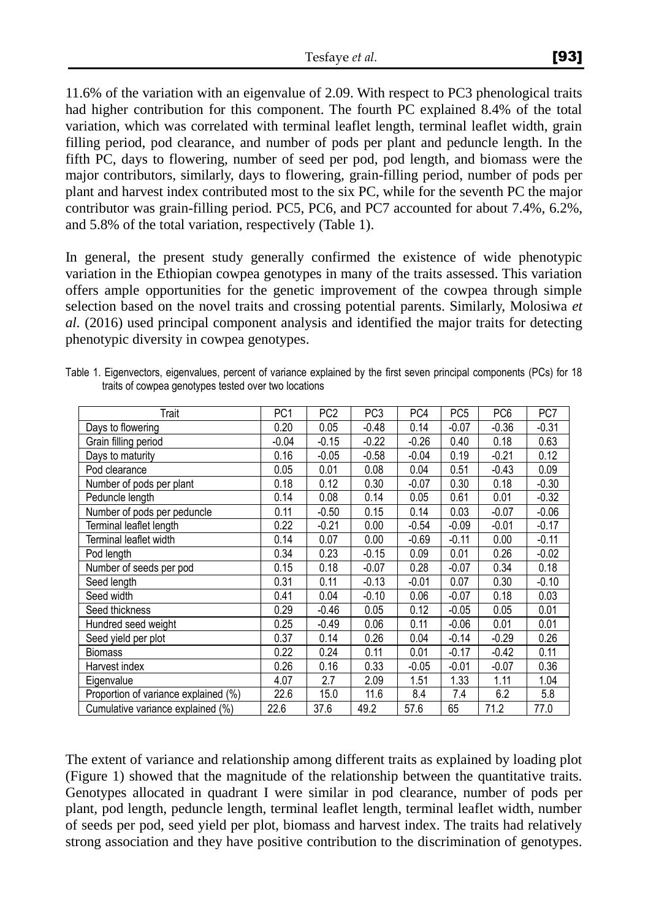11.6% of the variation with an eigenvalue of 2.09. With respect to PC3 phenological traits had higher contribution for this component. The fourth PC explained 8.4% of the total variation, which was correlated with terminal leaflet length, terminal leaflet width, grain filling period, pod clearance, and number of pods per plant and peduncle length. In the fifth PC, days to flowering, number of seed per pod, pod length, and biomass were the major contributors, similarly, days to flowering, grain-filling period, number of pods per plant and harvest index contributed most to the six PC, while for the seventh PC the major contributor was grain-filling period. PC5, PC6, and PC7 accounted for about 7.4%, 6.2%, and 5.8% of the total variation, respectively (Table 1).

In general, the present study generally confirmed the existence of wide phenotypic variation in the Ethiopian cowpea genotypes in many of the traits assessed. This variation offers ample opportunities for the genetic improvement of the cowpea through simple selection based on the novel traits and crossing potential parents. Similarly, Molosiwa *et al.* (2016) used principal component analysis and identified the major traits for detecting phenotypic diversity in cowpea genotypes.

Table 1. Eigenvectors, eigenvalues, percent of variance explained by the first seven principal components (PCs) for 18 traits of cowpea genotypes tested over two locations

| Trait | PC1 | PC2 | PC3 | PC4 | PC5 | PC6 | PC7 |
|---|---|---|---|---|---|---|---|
| Days to flowering | 0.20 | 0.05 | -0.48 | 0.14 | -0.07 | -0.36 | -0.31 |
| Grain filling period | -0.04 | -0.15 | -0.22 | -0.26 | 0.40 | 0.18 | 0.63 |
| Days to maturity | 0.16 | -0.05 | -0.58 | -0.04 | 0.19 | -0.21 | 0.12 |
| Pod clearance | 0.05 | 0.01 | 0.08 | 0.04 | 0.51 | -0.43 | 0.09 |
| Number of pods per plant | 0.18 | 0.12 | 0.30 | -0.07 | 0.30 | 0.18 | -0.30 |
| Peduncle length | 0.14 | 0.08 | 0.14 | 0.05 | 0.61 | 0.01 | -0.32 |
| Number of pods per peduncle | 0.11 | -0.50 | 0.15 | 0.14 | 0.03 | -0.07 | -0.06 |
| Terminal leaflet length | 0.22 | -0.21 | 0.00 | -0.54 | -0.09 | -0.01 | -0.17 |
| Terminal leaflet width | 0.14 | 0.07 | 0.00 | -0.69 | -0.11 | 0.00 | -0.11 |
| Pod length | 0.34 | 0.23 | -0.15 | 0.09 | 0.01 | 0.26 | -0.02 |
| Number of seeds per pod | 0.15 | 0.18 | -0.07 | 0.28 | -0.07 | 0.34 | 0.18 |
| Seed length | 0.31 | 0.11 | -0.13 | -0.01 | 0.07 | 0.30 | -0.10 |
| Seed width | 0.41 | 0.04 | -0.10 | 0.06 | -0.07 | 0.18 | 0.03 |
| Seed thickness | 0.29 | -0.46 | 0.05 | 0.12 | -0.05 | 0.05 | 0.01 |
| Hundred seed weight | 0.25 | -0.49 | 0.06 | 0.11 | -0.06 | 0.01 | 0.01 |
| Seed yield per plot | 0.37 | 0.14 | 0.26 | 0.04 | -0.14 | -0.29 | 0.26 |
| Biomass | 0.22 | 0.24 | 0.11 | 0.01 | -0.17 | -0.42 | 0.11 |
| Harvest index | 0.26 | 0.16 | 0.33 | -0.05 | -0.01 | -0.07 | 0.36 |
| Eigenvalue | 4.07 | 2.7 | 2.09 | 1.51 | 1.33 | 1.11 | 1.04 |
| Proportion of variance explained (%) | 22.6 | 15.0 | 11.6 | 8.4 | 7.4 | 6.2 | 5.8 |
| Cumulative variance explained (%) | 22.6 | 37.6 | 49.2 | 57.6 | 65 | 71.2 | 77.0 |

The extent of variance and relationship among different traits as explained by loading plot (Figure 1) showed that the magnitude of the relationship between the quantitative traits. Genotypes allocated in quadrant I were similar in pod clearance, number of pods per plant, pod length, peduncle length, terminal leaflet length, terminal leaflet width, number of seeds per pod, seed yield per plot, biomass and harvest index. The traits had relatively strong association and they have positive contribution to the discrimination of genotypes.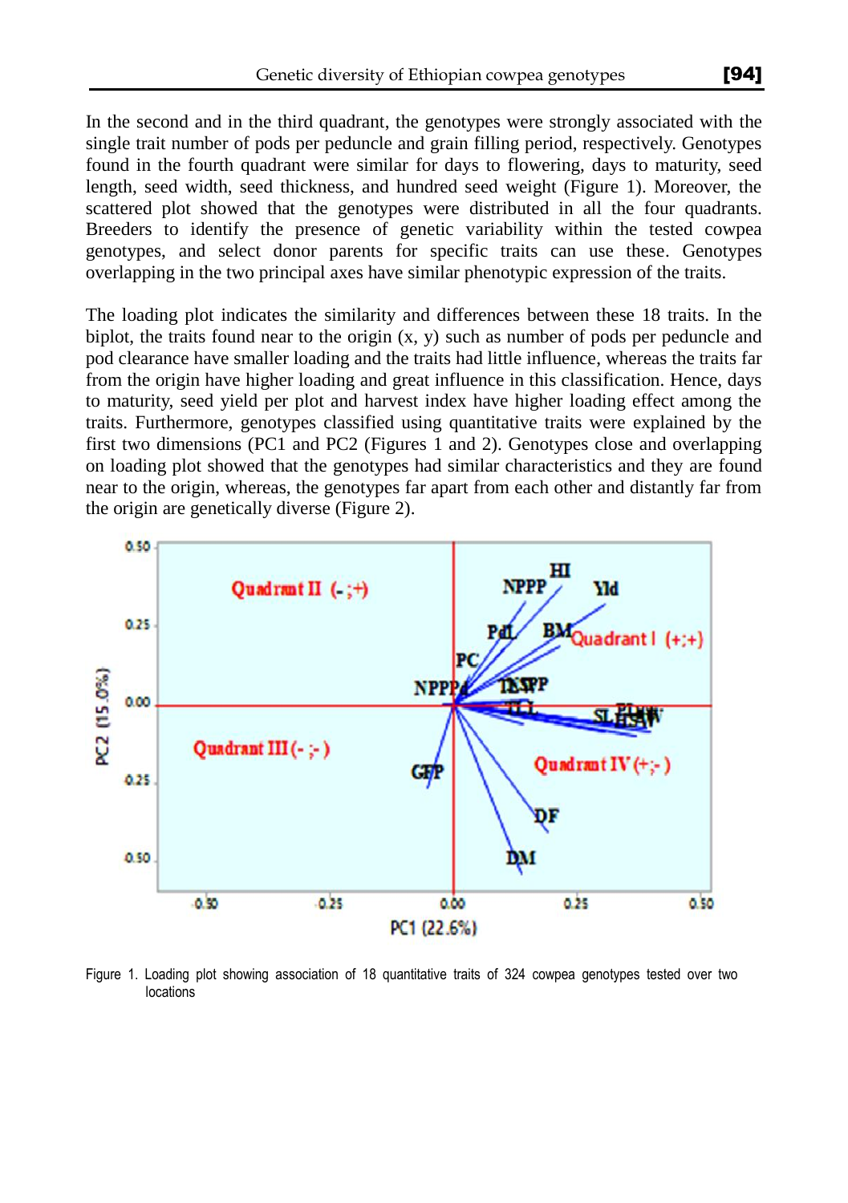In the second and in the third quadrant, the genotypes were strongly associated with the single trait number of pods per peduncle and grain filling period, respectively. Genotypes found in the fourth quadrant were similar for days to flowering, days to maturity, seed length, seed width, seed thickness, and hundred seed weight (Figure 1). Moreover, the scattered plot showed that the genotypes were distributed in all the four quadrants. Breeders to identify the presence of genetic variability within the tested cowpea genotypes, and select donor parents for specific traits can use these. Genotypes overlapping in the two principal axes have similar phenotypic expression of the traits.

The loading plot indicates the similarity and differences between these 18 traits. In the biplot, the traits found near to the origin (x, y) such as number of pods per peduncle and pod clearance have smaller loading and the traits had little influence, whereas the traits far from the origin have higher loading and great influence in this classification. Hence, days to maturity, seed yield per plot and harvest index have higher loading effect among the traits. Furthermore, genotypes classified using quantitative traits were explained by the first two dimensions (PC1 and PC2 (Figures 1 and 2). Genotypes close and overlapping on loading plot showed that the genotypes had similar characteristics and they are found near to the origin, whereas, the genotypes far apart from each other and distantly far from the origin are genetically diverse (Figure 2).

Figure 1. Loading plot showing association of 18 quantitative traits of 324 cowpea genotypes tested over two locations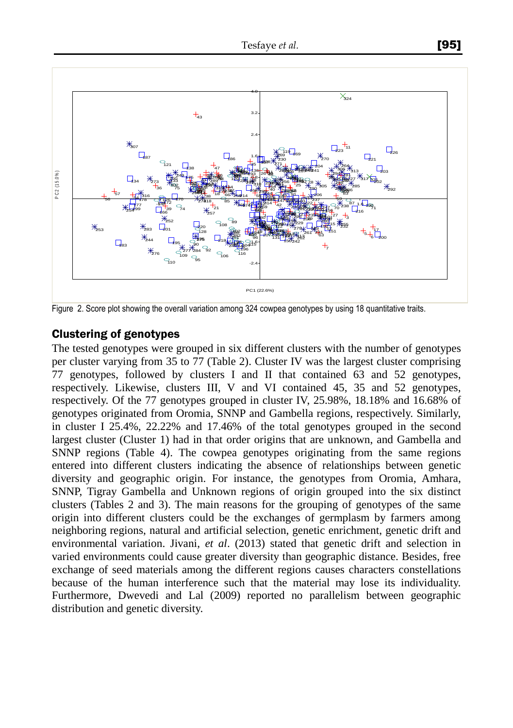PC2 (15.0%)

PC1 (22.6%)

Figure 2. Score plot showing the overall variation among 324 cowpea genotypes by using 18 quantitative traits.

## Clustering of genotypes

The tested genotypes were grouped in six different clusters with the number of genotypes per cluster varying from 35 to 77 (Table 2). Cluster IV was the largest cluster comprising 77 genotypes, followed by clusters I and II that contained 63 and 52 genotypes, respectively. Likewise, clusters III, V and VI contained 45, 35 and 52 genotypes, respectively. Of the 77 genotypes grouped in cluster IV, 25.98%, 18.18% and 16.68% of genotypes originated from Oromia, SNNP and Gambella regions, respectively. Similarly, in cluster I 25.4%, 22.22% and 17.46% of the total genotypes grouped in the second largest cluster (Cluster 1) had in that order origins that are unknown, and Gambella and SNNP regions (Table 4). The cowpea genotypes originating from the same regions entered into different clusters indicating the absence of relationships between genetic diversity and geographic origin. For instance, the genotypes from Oromia, Amhara, SNNP, Tigray Gambella and Unknown regions of origin grouped into the six distinct clusters (Tables 2 and 3). The main reasons for the grouping of genotypes of the same origin into different clusters could be the exchanges of germplasm by farmers among neighboring regions, natural and artificial selection, genetic enrichment, genetic drift and environmental variation. Jivani, *et al*. (2013) stated that genetic drift and selection in varied environments could cause greater diversity than geographic distance. Besides, free exchange of seed materials among the different regions causes characters constellations because of the human interference such that the material may lose its individuality. Furthermore, Dwevedi and Lal (2009) reported no parallelism between geographic distribution and genetic diversity.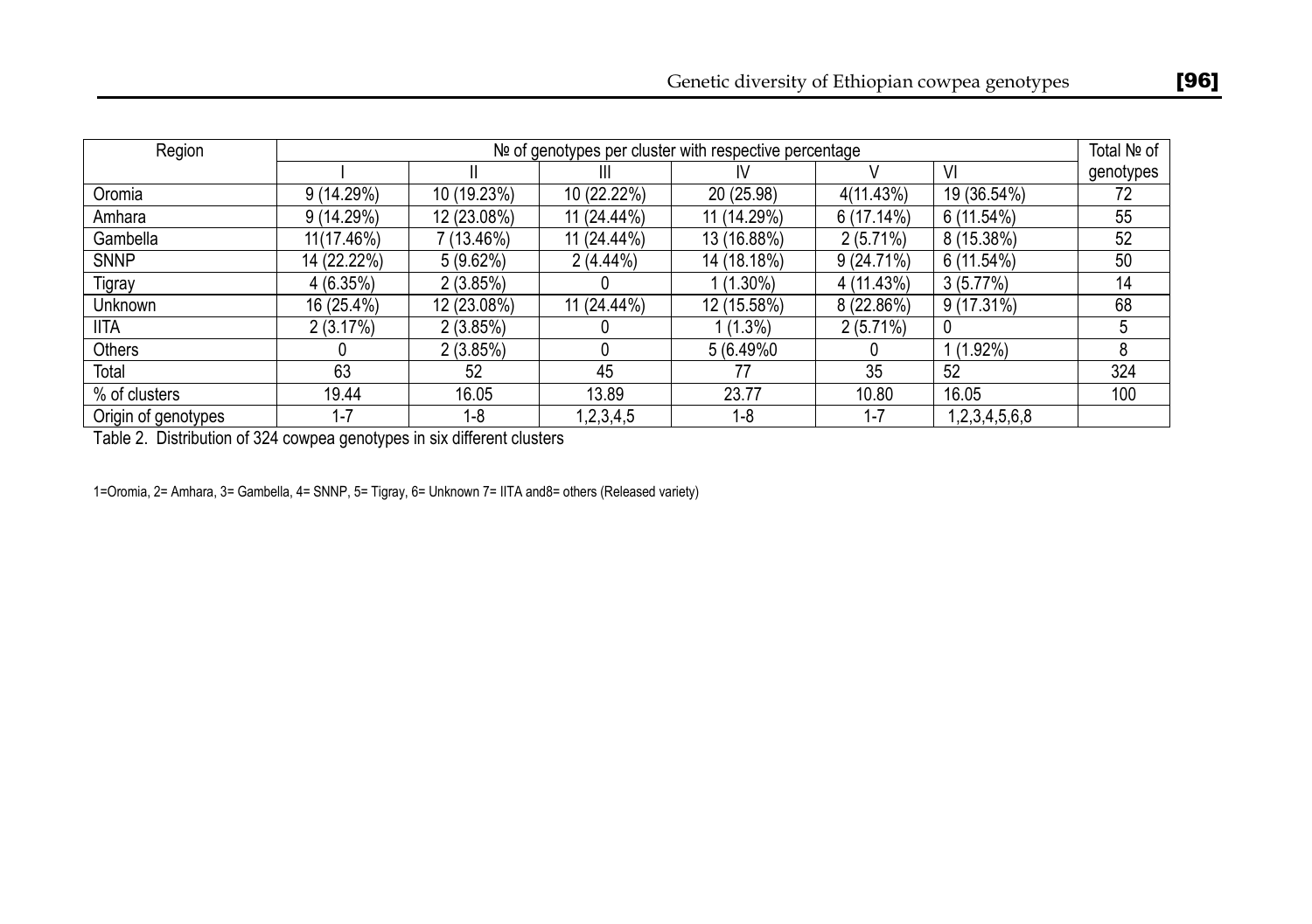| Region | № of genotypes per cluster with respective percentage | | | | | | Total № of genotypes |
|---|---|---|---|---|---|---|---|
| | I | II | III | IV | V | VI | |
| Oromia | 9 (14.29%) | 10 (19.23%) | 10 (22.22%) | 20 (25.98) | 4(11.43%) | 19 (36.54%) | 72 |
| Amhara | 9 (14.29%) | 12 (23.08%) | 11 (24.44%) | 11 (14.29%) | 6 (17.14%) | 6 (11.54%) | 55 |
| Gambella | 11(17.46%) | 7 (13.46%) | 11 (24.44%) | 13 (16.88%) | 2 (5.71%) | 8 (15.38%) | 52 |
| SNNP | 14 (22.22%) | 5 (9.62%) | 2 (4.44%) | 14 (18.18%) | 9 (24.71%) | 6 (11.54%) | 50 |
| Tigray | 4 (6.35%) | 2 (3.85%) | 0 | 1 (1.30%) | 4 (11.43%) | 3 (5.77%) | 14 |
| Unknown | 16 (25.4%) | 12 (23.08%) | 11 (24.44%) | 12 (15.58%) | 8 (22.86%) | 9 (17.31%) | 68 |
| IITA | 2 (3.17%) | 2 (3.85%) | 0 | 1 (1.3%) | 2 (5.71%) | 0 | 5 |
| Others | 0 | 2 (3.85%) | 0 | 5 (6.49%0 | 0 | 1 (1.92%) | 8 |
| Total | 63 | 52 | 45 | 77 | 35 | 52 | 324 |
| % of clusters | 19.44 | 16.05 | 13.89 | 23.77 | 10.80 | 16.05 | 100 |
| Origin of genotypes | 1-7 | 1-8 | 1,2,3,4,5 | 1-8 | 1-7 | 1,2,3,4,5,6,8 | |

Table 2. Distribution of 324 cowpea genotypes in six different clusters

1=Oromia, 2= Amhara, 3= Gambella, 4= SNNP, 5= Tigray, 6= Unknown 7= IITA and8= others (Released variety)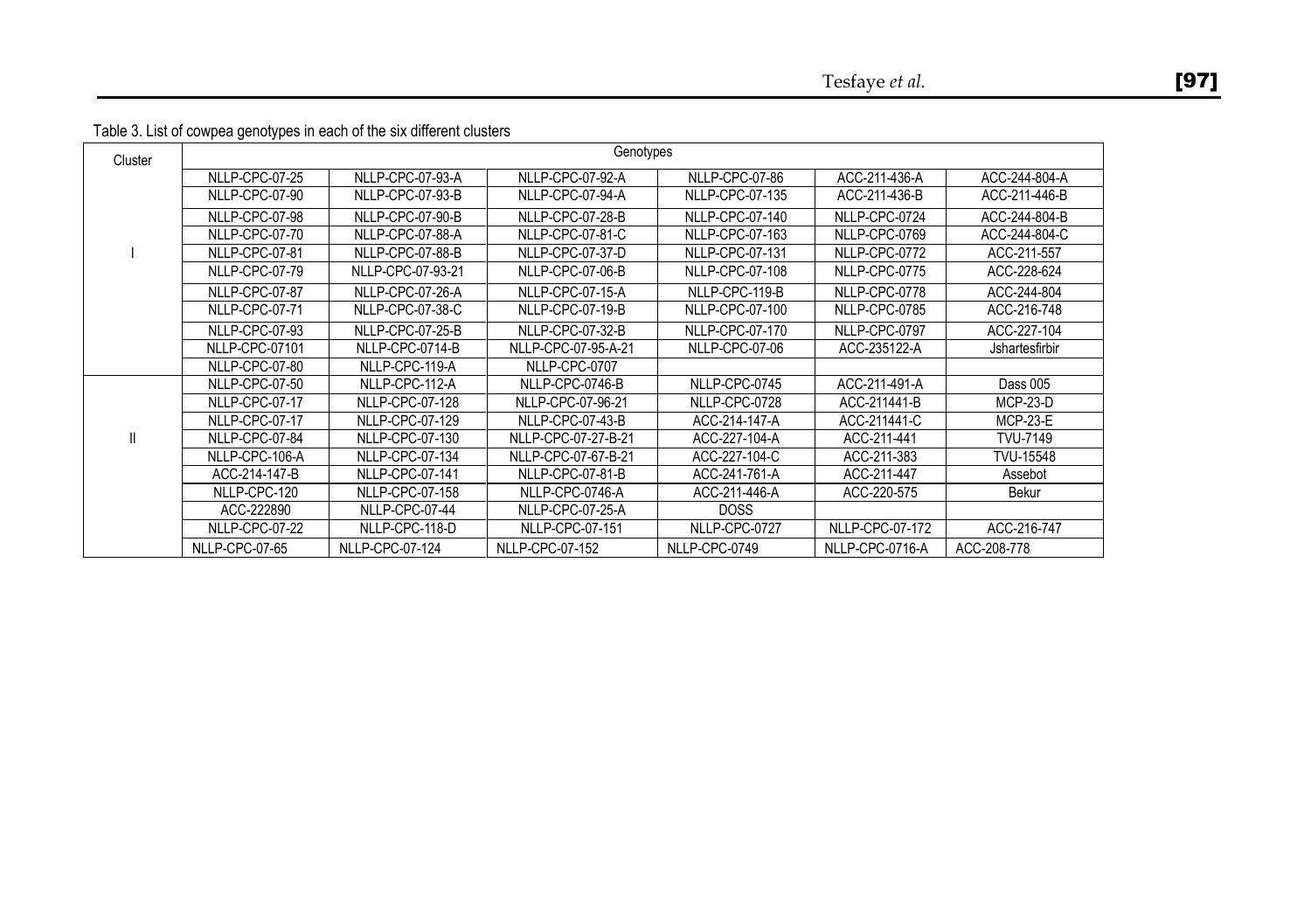Table 3. List of cowpea genotypes in each of the six different clusters

| Cluster | Genotypes | | | | | |
|---|---|---|---|---|---|---|
| I | NLLP-CPC-07-25 | NLLP-CPC-07-93-A | NLLP-CPC-07-92-A | NLLP-CPC-07-86 | ACC-211-436-A | ACC-244-804-A |
| | NLLP-CPC-07-90 | NLLP-CPC-07-93-B | NLLP-CPC-07-94-A | NLLP-CPC-07-135 | ACC-211-436-B | ACC-211-446-B |
| | NLLP-CPC-07-98 | NLLP-CPC-07-90-B | NLLP-CPC-07-28-B | NLLP-CPC-07-140 | NLLP-CPC-0724 | ACC-244-804-B |
| | NLLP-CPC-07-70 | NLLP-CPC-07-88-A | NLLP-CPC-07-81-C | NLLP-CPC-07-163 | NLLP-CPC-0769 | ACC-244-804-C |
| | NLLP-CPC-07-81 | NLLP-CPC-07-88-B | NLLP-CPC-07-37-D | NLLP-CPC-07-131 | NLLP-CPC-0772 | ACC-211-557 |
| | NLLP-CPC-07-79 | NLLP-CPC-07-93-21 | NLLP-CPC-07-06-B | NLLP-CPC-07-108 | NLLP-CPC-0775 | ACC-228-624 |
| | NLLP-CPC-07-87 | NLLP-CPC-07-26-A | NLLP-CPC-07-15-A | NLLP-CPC-119-B | NLLP-CPC-0778 | ACC-244-804 |
| | NLLP-CPC-07-71 | NLLP-CPC-07-38-C | NLLP-CPC-07-19-B | NLLP-CPC-07-100 | NLLP-CPC-0785 | ACC-216-748 |
| | NLLP-CPC-07-93 | NLLP-CPC-07-25-B | NLLP-CPC-07-32-B | NLLP-CPC-07-170 | NLLP-CPC-0797 | ACC-227-104 |
| | NLLP-CPC-07101 | NLLP-CPC-0714-B | NLLP-CPC-07-95-A-21 | NLLP-CPC-07-06 | ACC-235122-A | Jshartesfirbir |
| | NLLP-CPC-07-80 | NLLP-CPC-119-A | NLLP-CPC-0707 | | | |
| II | NLLP-CPC-07-50 | NLLP-CPC-112-A | NLLP-CPC-0746-B | NLLP-CPC-0745 | ACC-211-491-A | Dass 005 |
| | NLLP-CPC-07-17 | NLLP-CPC-07-128 | NLLP-CPC-07-96-21 | NLLP-CPC-0728 | ACC-211441-B | MCP-23-D |
| | NLLP-CPC-07-17 | NLLP-CPC-07-129 | NLLP-CPC-07-43-B | ACC-214-147-A | ACC-211441-C | MCP-23-E |
| | NLLP-CPC-07-84 | NLLP-CPC-07-130 | NLLP-CPC-07-27-B-21 | ACC-227-104-A | ACC-211-441 | TVU-7149 |
| | NLLP-CPC-106-A | NLLP-CPC-07-134 | NLLP-CPC-07-67-B-21 | ACC-227-104-C | ACC-211-383 | TVU-15548 |
| | ACC-214-147-B | NLLP-CPC-07-141 | NLLP-CPC-07-81-B | ACC-241-761-A | ACC-211-447 | Assebot |
| | NLLP-CPC-120 | NLLP-CPC-07-158 | NLLP-CPC-0746-A | ACC-211-446-A | ACC-220-575 | Bekur |
| | ACC-222890 | NLLP-CPC-07-44 | NLLP-CPC-07-25-A | DOSS | | |
| | NLLP-CPC-07-22 | NLLP-CPC-118-D | NLLP-CPC-07-151 | NLLP-CPC-0727 | NLLP-CPC-07-172 | ACC-216-747 |
| | NLLP-CPC-07-65 | NLLP-CPC-07-124 | NLLP-CPC-07-152 | NLLP-CPC-0749 | NLLP-CPC-0716-A | ACC-208-778 |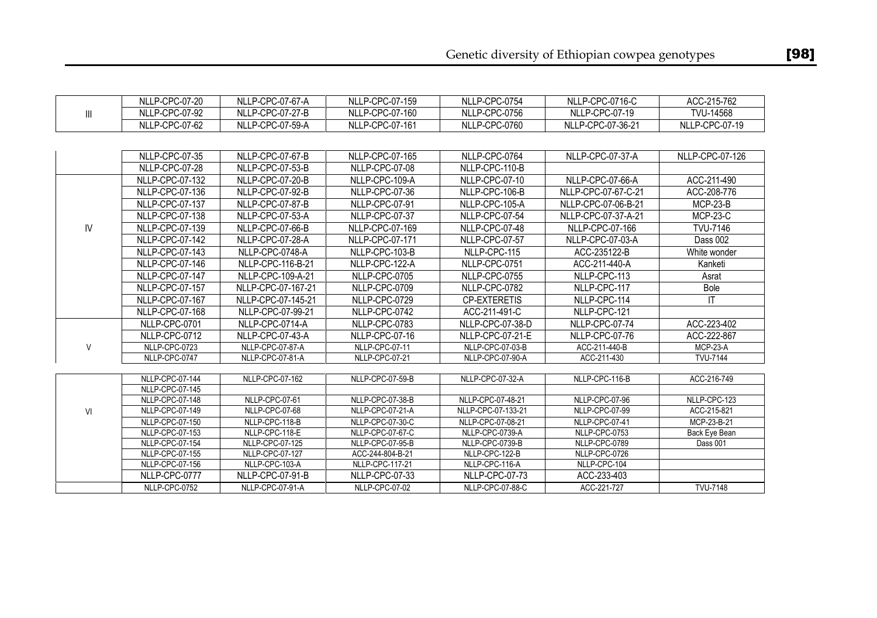| | | | | | | |
|---|---|---|---|---|---|---|
| III | NLLP-CPC-07-20 | NLLP-CPC-07-67-A | NLLP-CPC-07-159 | NLLP-CPC-0754 | NLLP-CPC-0716-C | ACC-215-762 |
| | NLLP-CPC-07-92 | NLLP-CPC-07-27-B | NLLP-CPC-07-160 | NLLP-CPC-0756 | NLLP-CPC-07-19 | TVU-14568 |
| | NLLP-CPC-07-62 | NLLP-CPC-07-59-A | NLLP-CPC-07-161 | NLLP-CPC-0760 | NLLP-CPC-07-36-21 | NLLP-CPC-07-19 |
| | NLLP-CPC-07-35 | NLLP-CPC-07-67-B | NLLP-CPC-07-165 | NLLP-CPC-0764 | NLLP-CPC-07-37-A | NLLP-CPC-07-126 |
| | NLLP-CPC-07-28 | NLLP-CPC-07-53-B | NLLP-CPC-07-08 | NLLP-CPC-110-B | | |
| IV | NLLP-CPC-07-132 | NLLP-CPC-07-20-B | NLLP-CPC-109-A | NLLP-CPC-07-10 | NLLP-CPC-07-66-A | ACC-211-490 |
| | NLLP-CPC-07-136 | NLLP-CPC-07-92-B | NLLP-CPC-07-36 | NLLP-CPC-106-B | NLLP-CPC-07-67-C-21 | ACC-208-776 |
| | NLLP-CPC-07-137 | NLLP-CPC-07-87-B | NLLP-CPC-07-91 | NLLP-CPC-105-A | NLLP-CPC-07-06-B-21 | MCP-23-B |
| | NLLP-CPC-07-138 | NLLP-CPC-07-53-A | NLLP-CPC-07-37 | NLLP-CPC-07-54 | NLLP-CPC-07-37-A-21 | MCP-23-C |
| | NLLP-CPC-07-139 | NLLP-CPC-07-66-B | NLLP-CPC-07-169 | NLLP-CPC-07-48 | NLLP-CPC-07-166 | TVU-7146 |
| | NLLP-CPC-07-142 | NLLP-CPC-07-28-A | NLLP-CPC-07-171 | NLLP-CPC-07-57 | NLLP-CPC-07-03-A | Dass 002 |
| | NLLP-CPC-07-143 | NLLP-CPC-0748-A | NLLP-CPC-103-B | NLLP-CPC-115 | ACC-235122-B | White wonder |
| | NLLP-CPC-07-146 | NLLP-CPC-116-B-21 | NLLP-CPC-122-A | NLLP-CPC-0751 | ACC-211-440-A | Kanketi |
| | NLLP-CPC-07-147 | NLLP-CPC-109-A-21 | NLLP-CPC-0705 | NLLP-CPC-0755 | NLLP-CPC-113 | Asrat |
| | NLLP-CPC-07-157 | NLLP-CPC-07-167-21 | NLLP-CPC-0709 | NLLP-CPC-0782 | NLLP-CPC-117 | Bole |
| | NLLP-CPC-07-167 | NLLP-CPC-07-145-21 | NLLP-CPC-0729 | CP-EXTERETIS | NLLP-CPC-114 | IT |
| | NLLP-CPC-07-168 | NLLP-CPC-07-99-21 | NLLP-CPC-0742 | ACC-211-491-C | NLLP-CPC-121 | |
| V | NLLP-CPC-0701 | NLLP-CPC-0714-A | NLLP-CPC-0783 | NLLP-CPC-07-38-D | NLLP-CPC-07-74 | ACC-223-402 |
| | NLLP-CPC-0712 | NLLP-CPC-07-43-A | NLLP-CPC-07-16 | NLLP-CPC-07-21-E | NLLP-CPC-07-76 | ACC-222-867 |
| | NLLP-CPC-0723 | NLLP-CPC-07-87-A | NLLP-CPC-07-11 | NLLP-CPC-07-03-B | ACC-211-440-B | MCP-23-A |
| | NLLP-CPC-0747 | NLLP-CPC-07-81-A | NLLP-CPC-07-21 | NLLP-CPC-07-90-A | ACC-211-430 | TVU-7144 |
| | NLLP-CPC-07-144 | NLLP-CPC-07-162 | NLLP-CPC-07-59-B | NLLP-CPC-07-32-A | NLLP-CPC-116-B | ACC-216-749 |
| | NLLP-CPC-07-145 | | | | | |
| VI | NLLP-CPC-07-148 | NLLP-CPC-07-61 | NLLP-CPC-07-38-B | NLLP-CPC-07-48-21 | NLLP-CPC-07-96 | NLLP-CPC-123 |
| | NLLP-CPC-07-149 | NLLP-CPC-07-68 | NLLP-CPC-07-21-A | NLLP-CPC-07-133-21 | NLLP-CPC-07-99 | ACC-215-821 |
| | NLLP-CPC-07-150 | NLLP-CPC-118-B | NLLP-CPC-07-30-C | NLLP-CPC-07-08-21 | NLLP-CPC-07-41 | MCP-23-B-21 |
| | NLLP-CPC-07-153 | NLLP-CPC-118-E | NLLP-CPC-07-67-C | NLLP-CPC-0739-A | NLLP-CPC-0753 | Back Eye Bean |
| | NLLP-CPC-07-154 | NLLP-CPC-07-125 | NLLP-CPC-07-95-B | NLLP-CPC-0739-B | NLLP-CPC-0789 | Dass 001 |
| | NLLP-CPC-07-155 | NLLP-CPC-07-127 | ACC-244-804-B-21 | NLLP-CPC-122-B | NLLP-CPC-0726 | |
| | NLLP-CPC-07-156 | NLLP-CPC-103-A | NLLP-CPC-117-21 | NLLP-CPC-116-A | NLLP-CPC-104 | |
| | NLLP-CPC-0777 | NLLP-CPC-07-91-B | NLLP-CPC-07-33 | NLLP-CPC-07-73 | ACC-233-403 | |
| | NLLP-CPC-0752 | NLLP-CPC-07-91-A | NLLP-CPC-07-02 | NLLP-CPC-07-88-C | ACC-221-727 | TVU-7148 |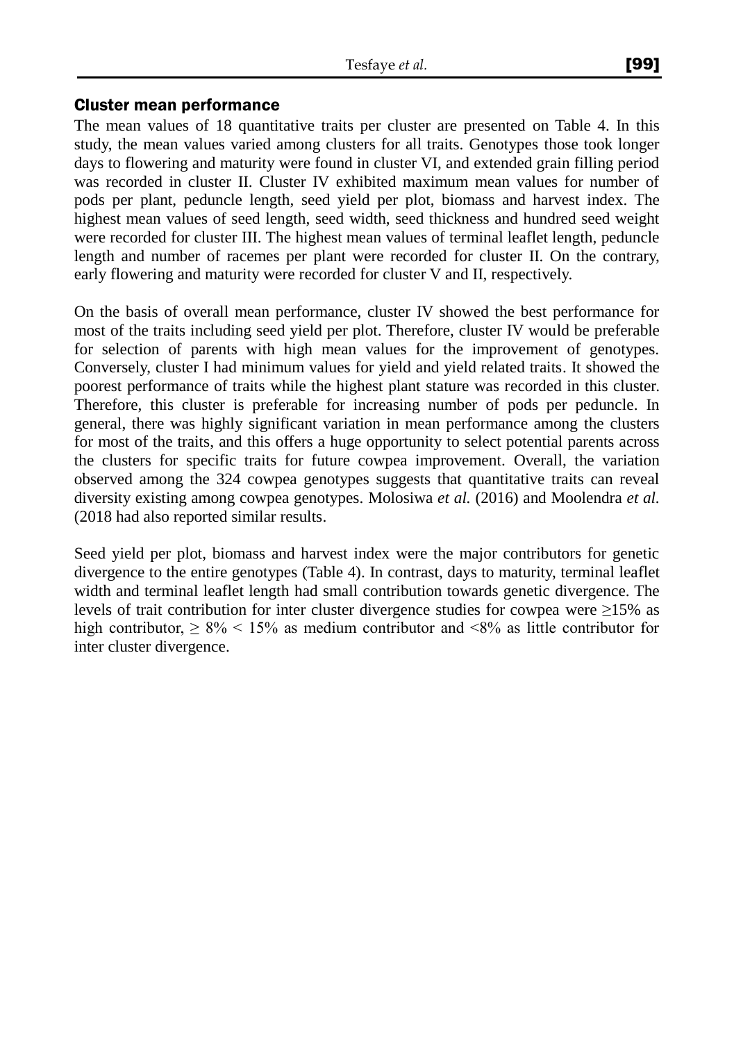## Cluster mean performance

The mean values of 18 quantitative traits per cluster are presented on Table 4. In this study, the mean values varied among clusters for all traits. Genotypes those took longer days to flowering and maturity were found in cluster VI, and extended grain filling period was recorded in cluster II. Cluster IV exhibited maximum mean values for number of pods per plant, peduncle length, seed yield per plot, biomass and harvest index. The highest mean values of seed length, seed width, seed thickness and hundred seed weight were recorded for cluster III. The highest mean values of terminal leaflet length, peduncle length and number of racemes per plant were recorded for cluster II. On the contrary, early flowering and maturity were recorded for cluster V and II, respectively.

On the basis of overall mean performance, cluster IV showed the best performance for most of the traits including seed yield per plot. Therefore, cluster IV would be preferable for selection of parents with high mean values for the improvement of genotypes. Conversely, cluster I had minimum values for yield and yield related traits. It showed the poorest performance of traits while the highest plant stature was recorded in this cluster. Therefore, this cluster is preferable for increasing number of pods per peduncle. In general, there was highly significant variation in mean performance among the clusters for most of the traits, and this offers a huge opportunity to select potential parents across the clusters for specific traits for future cowpea improvement. Overall, the variation observed among the 324 cowpea genotypes suggests that quantitative traits can reveal diversity existing among cowpea genotypes. Molosiwa *et al.* (2016) and Moolendra *et al.* (2018 had also reported similar results.

Seed yield per plot, biomass and harvest index were the major contributors for genetic divergence to the entire genotypes (Table 4). In contrast, days to maturity, terminal leaflet width and terminal leaflet length had small contribution towards genetic divergence. The levels of trait contribution for inter cluster divergence studies for cowpea were $\geq 15\%$ as high contributor, $\geq 8\% < 15\%$ as medium contributor and $<8\%$ as little contributor for inter cluster divergence.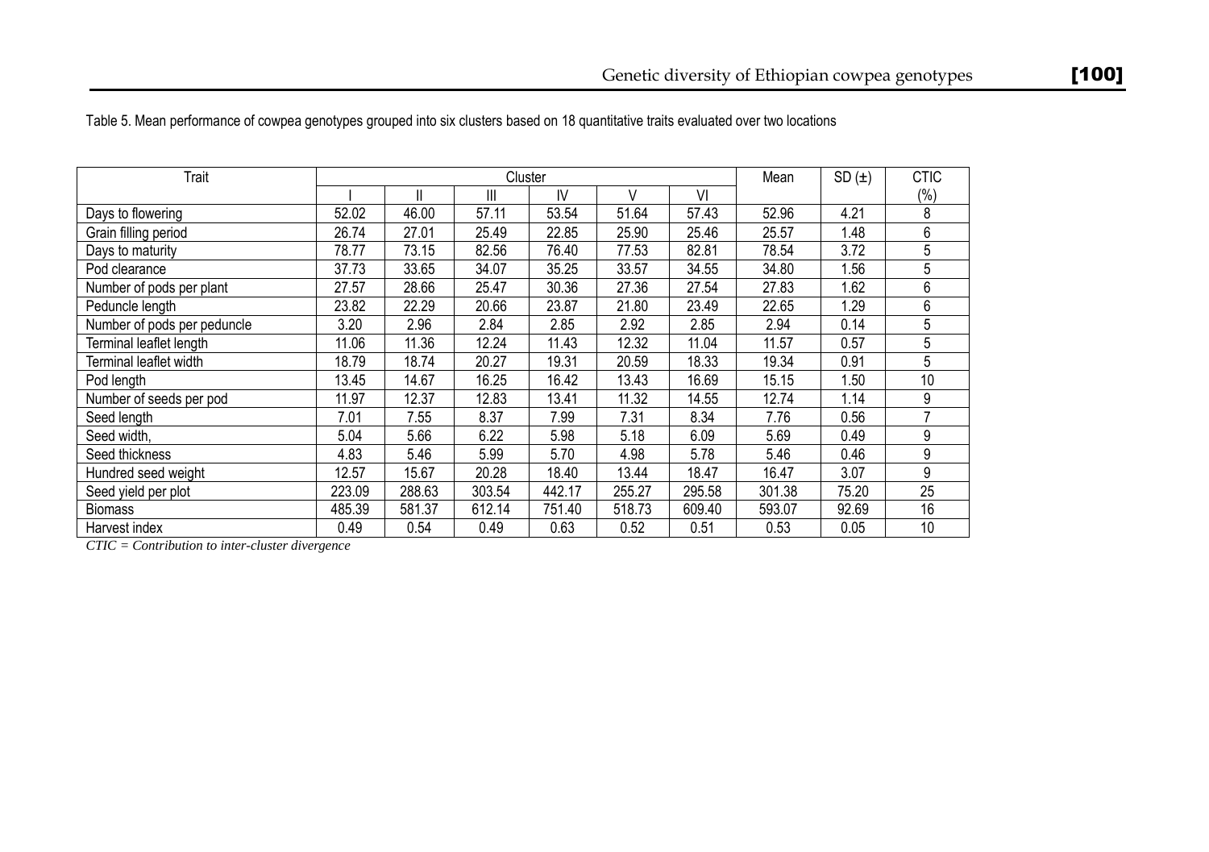Table 5. Mean performance of cowpea genotypes grouped into six clusters based on 18 quantitative traits evaluated over two locations

| Trait | Cluster | | | | | | Mean | SD (±) | CTIC |
|---|---|---|---|---|---|---|---|---|---|
| | I | II | III | IV | V | VI | | | (%) |
| Days to flowering | 52.02 | 46.00 | 57.11 | 53.54 | 51.64 | 57.43 | 52.96 | 4.21 | 8 |
| Grain filling period | 26.74 | 27.01 | 25.49 | 22.85 | 25.90 | 25.46 | 25.57 | 1.48 | 6 |
| Days to maturity | 78.77 | 73.15 | 82.56 | 76.40 | 77.53 | 82.81 | 78.54 | 3.72 | 5 |
| Pod clearance | 37.73 | 33.65 | 34.07 | 35.25 | 33.57 | 34.55 | 34.80 | 1.56 | 5 |
| Number of pods per plant | 27.57 | 28.66 | 25.47 | 30.36 | 27.36 | 27.54 | 27.83 | 1.62 | 6 |
| Peduncle length | 23.82 | 22.29 | 20.66 | 23.87 | 21.80 | 23.49 | 22.65 | 1.29 | 6 |
| Number of pods per peduncle | 3.20 | 2.96 | 2.84 | 2.85 | 2.92 | 2.85 | 2.94 | 0.14 | 5 |
| Terminal leaflet length | 11.06 | 11.36 | 12.24 | 11.43 | 12.32 | 11.04 | 11.57 | 0.57 | 5 |
| Terminal leaflet width | 18.79 | 18.74 | 20.27 | 19.31 | 20.59 | 18.33 | 19.34 | 0.91 | 5 |
| Pod length | 13.45 | 14.67 | 16.25 | 16.42 | 13.43 | 16.69 | 15.15 | 1.50 | 10 |
| Number of seeds per pod | 11.97 | 12.37 | 12.83 | 13.41 | 11.32 | 14.55 | 12.74 | 1.14 | 9 |
| Seed length | 7.01 | 7.55 | 8.37 | 7.99 | 7.31 | 8.34 | 7.76 | 0.56 | 7 |
| Seed width, | 5.04 | 5.66 | 6.22 | 5.98 | 5.18 | 6.09 | 5.69 | 0.49 | 9 |
| Seed thickness | 4.83 | 5.46 | 5.99 | 5.70 | 4.98 | 5.78 | 5.46 | 0.46 | 9 |
| Hundred seed weight | 12.57 | 15.67 | 20.28 | 18.40 | 13.44 | 18.47 | 16.47 | 3.07 | 9 |
| Seed yield per plot | 223.09 | 288.63 | 303.54 | 442.17 | 255.27 | 295.58 | 301.38 | 75.20 | 25 |
| Biomass | 485.39 | 581.37 | 612.14 | 751.40 | 518.73 | 609.40 | 593.07 | 92.69 | 16 |
| Harvest index | 0.49 | 0.54 | 0.49 | 0.63 | 0.52 | 0.51 | 0.53 | 0.05 | 10 |

*CTIC = Contribution to inter-cluster divergence*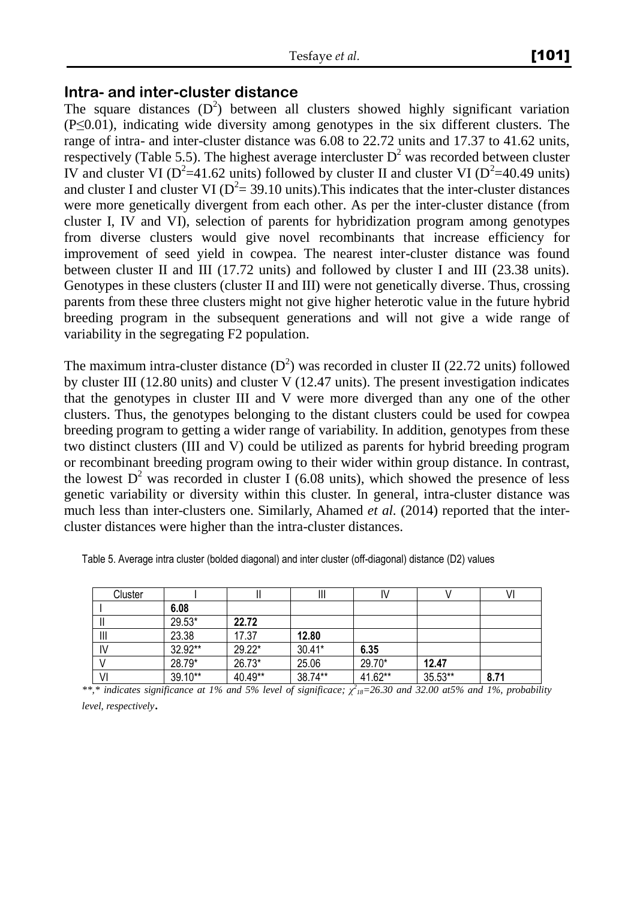## Intra- and inter-cluster distance

The square distances ($D^2$) between all clusters showed highly significant variation ($P\leq0.01$), indicating wide diversity among genotypes in the six different clusters. The range of intra- and inter-cluster distance was 6.08 to 22.72 units and 17.37 to 41.62 units, respectively (Table 5.5). The highest average intercluster $D^2$ was recorded between cluster IV and cluster VI ($D^2$=41.62 units) followed by cluster II and cluster VI ($D^2$=40.49 units) and cluster I and cluster VI ($D^2$= 39.10 units).This indicates that the inter-cluster distances were more genetically divergent from each other. As per the inter-cluster distance (from cluster I, IV and VI), selection of parents for hybridization program among genotypes from diverse clusters would give novel recombinants that increase efficiency for improvement of seed yield in cowpea. The nearest inter-cluster distance was found between cluster II and III (17.72 units) and followed by cluster I and III (23.38 units). Genotypes in these clusters (cluster II and III) were not genetically diverse. Thus, crossing parents from these three clusters might not give higher heterotic value in the future hybrid breeding program in the subsequent generations and will not give a wide range of variability in the segregating F2 population.

The maximum intra-cluster distance ($D^2$) was recorded in cluster II (22.72 units) followed by cluster III (12.80 units) and cluster V (12.47 units). The present investigation indicates that the genotypes in cluster III and V were more diverged than any one of the other clusters. Thus, the genotypes belonging to the distant clusters could be used for cowpea breeding program to getting a wider range of variability. In addition, genotypes from these two distinct clusters (III and V) could be utilized as parents for hybrid breeding program or recombinant breeding program owing to their wider within group distance. In contrast, the lowest $D^2$ was recorded in cluster I (6.08 units), which showed the presence of less genetic variability or diversity within this cluster. In general, intra-cluster distance was much less than inter-clusters one. Similarly, Ahamed *et al.* (2014) reported that the inter-cluster distances were higher than the intra-cluster distances.

Table 5. Average intra cluster (bolded diagonal) and inter cluster (off-diagonal) distance (D2) values

| Cluster | I | II | III | IV | V | VI |
|---|---|---|---|---|---|---|
| I | **6.08** | | | | | |
| II | 29.53* | **22.72** | | | | |
| III | 23.38 | 17.37 | **12.80** | | | |
| IV | 32.92** | 29.22* | 30.41* | **6.35** | | |
| V | 28.79* | 26.73* | 25.06 | 29.70* | **12.47** | |
| VI | 39.10** | 40.49** | 38.74** | 41.62** | 35.53** | **8.71** |

*\*\*,\* indicates significance at 1% and 5% level of significace; $\chi^2_{18}$=26.30 and 32.00 at5% and 1%, probability level, respectively*.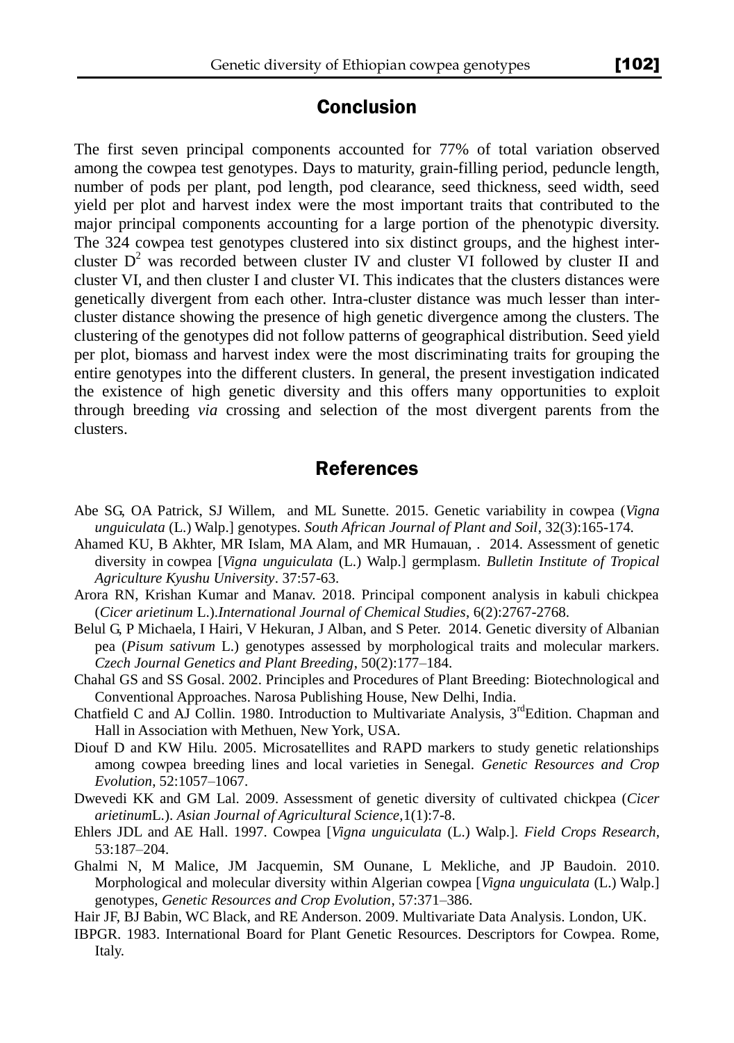## Conclusion

The first seven principal components accounted for 77% of total variation observed among the cowpea test genotypes. Days to maturity, grain-filling period, peduncle length, number of pods per plant, pod length, pod clearance, seed thickness, seed width, seed yield per plot and harvest index were the most important traits that contributed to the major principal components accounting for a large portion of the phenotypic diversity. The 324 cowpea test genotypes clustered into six distinct groups, and the highest inter-cluster $D^2$ was recorded between cluster IV and cluster VI followed by cluster II and cluster VI, and then cluster I and cluster VI. This indicates that the clusters distances were genetically divergent from each other. Intra-cluster distance was much lesser than inter-cluster distance showing the presence of high genetic divergence among the clusters. The clustering of the genotypes did not follow patterns of geographical distribution. Seed yield per plot, biomass and harvest index were the most discriminating traits for grouping the entire genotypes into the different clusters. In general, the present investigation indicated the existence of high genetic diversity and this offers many opportunities to exploit through breeding *via* crossing and selection of the most divergent parents from the clusters.

## References

Abe SG, OA Patrick, SJ Willem, and ML Sunette. 2015. Genetic variability in cowpea (*Vigna unguiculata* (L.) Walp.] genotypes. *South African Journal of Plant and Soil*, 32(3):165-174.

Ahamed KU, B Akhter, MR Islam, MA Alam, and MR Humauan, . 2014. Assessment of genetic diversity in cowpea [*Vigna unguiculata* (L.) Walp.] germplasm. *Bulletin Institute of Tropical Agriculture Kyushu University*. 37:57-63.

Arora RN, Krishan Kumar and Manav. 2018. Principal component analysis in kabuli chickpea (*Cicer arietinum* L.).*International Journal of Chemical Studies*, 6(2):2767-2768.

Belul G, P Michaela, I Hairi, V Hekuran, J Alban, and S Peter. 2014. Genetic diversity of Albanian pea (*Pisum sativum* L.) genotypes assessed by morphological traits and molecular markers. *Czech Journal Genetics and Plant Breeding*, 50(2):177–184.

Chahal GS and SS Gosal. 2002. Principles and Procedures of Plant Breeding: Biotechnological and Conventional Approaches. Narosa Publishing House, New Delhi, India.

Chatfield C and AJ Collin. 1980. Introduction to Multivariate Analysis, 3rd Edition. Chapman and Hall in Association with Methuen, New York, USA.

Diouf D and KW Hilu. 2005. Microsatellites and RAPD markers to study genetic relationships among cowpea breeding lines and local varieties in Senegal. *Genetic Resources and Crop Evolution*, 52:1057–1067.

Dwevedi KK and GM Lal. 2009. Assessment of genetic diversity of cultivated chickpea (*Cicer arietinum*L.). *Asian Journal of Agricultural Science*,1(1):7-8.

Ehlers JDL and AE Hall. 1997. Cowpea [*Vigna unguiculata* (L.) Walp.]. *Field Crops Research*, 53:187–204.

Ghalmi N, M Malice, JM Jacquemin, SM Ounane, L Mekliche, and JP Baudoin. 2010. Morphological and molecular diversity within Algerian cowpea [*Vigna unguiculata* (L.) Walp.] genotypes, *Genetic Resources and Crop Evolution*, 57:371–386.

Hair JF, BJ Babin, WC Black, and RE Anderson. 2009. Multivariate Data Analysis. London, UK.

IBPGR. 1983. International Board for Plant Genetic Resources. Descriptors for Cowpea. Rome, Italy.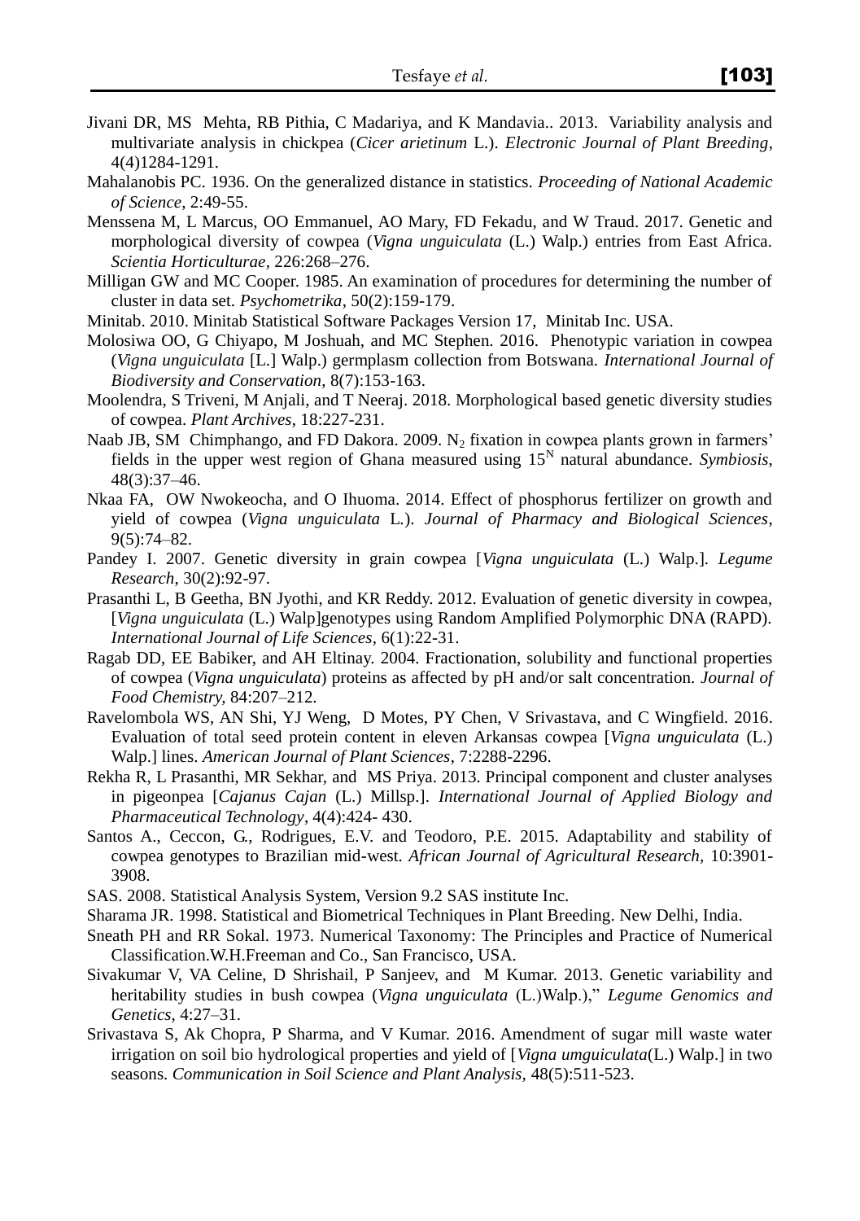Jivani DR, MS Mehta, RB Pithia, C Madariya, and K Mandavia.. 2013. Variability analysis and multivariate analysis in chickpea (*Cicer arietinum* L.). *Electronic Journal of Plant Breeding*, 4(4)1284-1291.

Mahalanobis PC. 1936. On the generalized distance in statistics. *Proceeding of National Academic of Science*, 2:49-55.

Menssena M, L Marcus, OO Emmanuel, AO Mary, FD Fekadu, and W Traud. 2017. Genetic and morphological diversity of cowpea (*Vigna unguiculata* (L.) Walp.) entries from East Africa. *Scientia Horticulturae*, 226:268–276.

Milligan GW and MC Cooper. 1985. An examination of procedures for determining the number of cluster in data set. *Psychometrika*, 50(2):159-179.

Minitab. 2010. Minitab Statistical Software Packages Version 17, Minitab Inc. USA.

Molosiwa OO, G Chiyapo, M Joshuah, and MC Stephen. 2016. Phenotypic variation in cowpea (*Vigna unguiculata* [L.] Walp.) germplasm collection from Botswana. *International Journal of Biodiversity and Conservation*, 8(7):153-163.

Moolendra, S Triveni, M Anjali, and T Neeraj. 2018. Morphological based genetic diversity studies of cowpea. *Plant Archives*, 18:227-231.

Naab JB, SM Chimphango, and FD Dakora. 2009. $N_2$ fixation in cowpea plants grown in farmers' fields in the upper west region of Ghana measured using $15^N$ natural abundance. *Symbiosis*, 48(3):37–46.

Nkaa FA, OW Nwokeocha, and O Ihuoma. 2014. Effect of phosphorus fertilizer on growth and yield of cowpea (*Vigna unguiculata* L.). *Journal of Pharmacy and Biological Sciences*, 9(5):74–82.

Pandey I. 2007. Genetic diversity in grain cowpea [*Vigna unguiculata* (L.) Walp.]. *Legume Research*, 30(2):92-97.

Prasanthi L, B Geetha, BN Jyothi, and KR Reddy. 2012. Evaluation of genetic diversity in cowpea, [*Vigna unguiculata* (L.) Walp]genotypes using Random Amplified Polymorphic DNA (RAPD). *International Journal of Life Sciences*, 6(1):22-31.

Ragab DD, EE Babiker, and AH Eltinay. 2004. Fractionation, solubility and functional properties of cowpea (*Vigna unguiculata*) proteins as affected by pH and/or salt concentration. *Journal of Food Chemistry*, 84:207–212.

Ravelombola WS, AN Shi, YJ Weng, D Motes, PY Chen, V Srivastava, and C Wingfield. 2016. Evaluation of total seed protein content in eleven Arkansas cowpea [*Vigna unguiculata* (L.) Walp.] lines. *American Journal of Plant Sciences*, 7:2288-2296.

Rekha R, L Prasanthi, MR Sekhar, and MS Priya. 2013. Principal component and cluster analyses in pigeonpea [*Cajanus Cajan* (L.) Millsp.]. *International Journal of Applied Biology and Pharmaceutical Technology*, 4(4):424- 430.

Santos A., Ceccon, G., Rodrigues, E.V. and Teodoro, P.E. 2015. Adaptability and stability of cowpea genotypes to Brazilian mid-west. *African Journal of Agricultural Research*, 10:3901-3908.

SAS. 2008. Statistical Analysis System, Version 9.2 SAS institute Inc.

Sharama JR. 1998. Statistical and Biometrical Techniques in Plant Breeding. New Delhi, India.

Sneath PH and RR Sokal. 1973. Numerical Taxonomy: The Principles and Practice of Numerical Classification.W.H.Freeman and Co., San Francisco, USA.

Sivakumar V, VA Celine, D Shrishail, P Sanjeev, and M Kumar. 2013. Genetic variability and heritability studies in bush cowpea (*Vigna unguiculata* (L.)Walp.)," *Legume Genomics and Genetics*, 4:27–31.

Srivastava S, Ak Chopra, P Sharma, and V Kumar. 2016. Amendment of sugar mill waste water irrigation on soil bio hydrological properties and yield of [*Vigna umguiculata*(L.) Walp.] in two seasons. *Communication in Soil Science and Plant Analysis*, 48(5):511-523.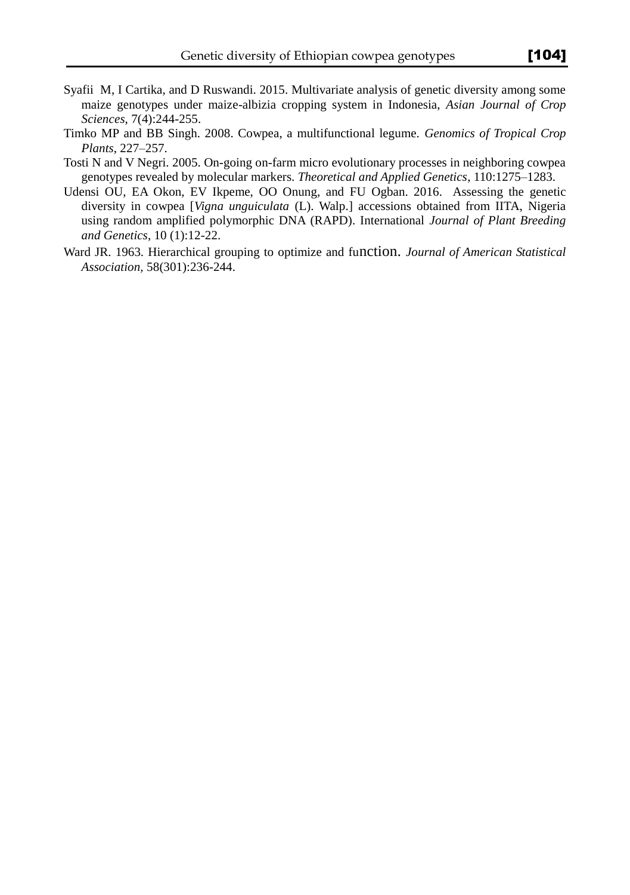Syafii M, I Cartika, and D Ruswandi. 2015. Multivariate analysis of genetic diversity among some maize genotypes under maize-albizia cropping system in Indonesia, *Asian Journal of Crop Sciences*, 7(4):244-255.

Timko MP and BB Singh. 2008. Cowpea, a multifunctional legume. *Genomics of Tropical Crop Plants*, 227–257.

Tosti N and V Negri. 2005. On-going on-farm micro evolutionary processes in neighboring cowpea genotypes revealed by molecular markers. *Theoretical and Applied Genetics*, 110:1275–1283.

Udensi OU, EA Okon, EV Ikpeme, OO Onung, and FU Ogban. 2016. Assessing the genetic diversity in cowpea [*Vigna unguiculata* (L). Walp.] accessions obtained from IITA, Nigeria using random amplified polymorphic DNA (RAPD). International *Journal of Plant Breeding and Genetics*, 10 (1):12-22.

Ward JR. 1963. Hierarchical grouping to optimize and function. *Journal of American Statistical Association*, 58(301):236-244.